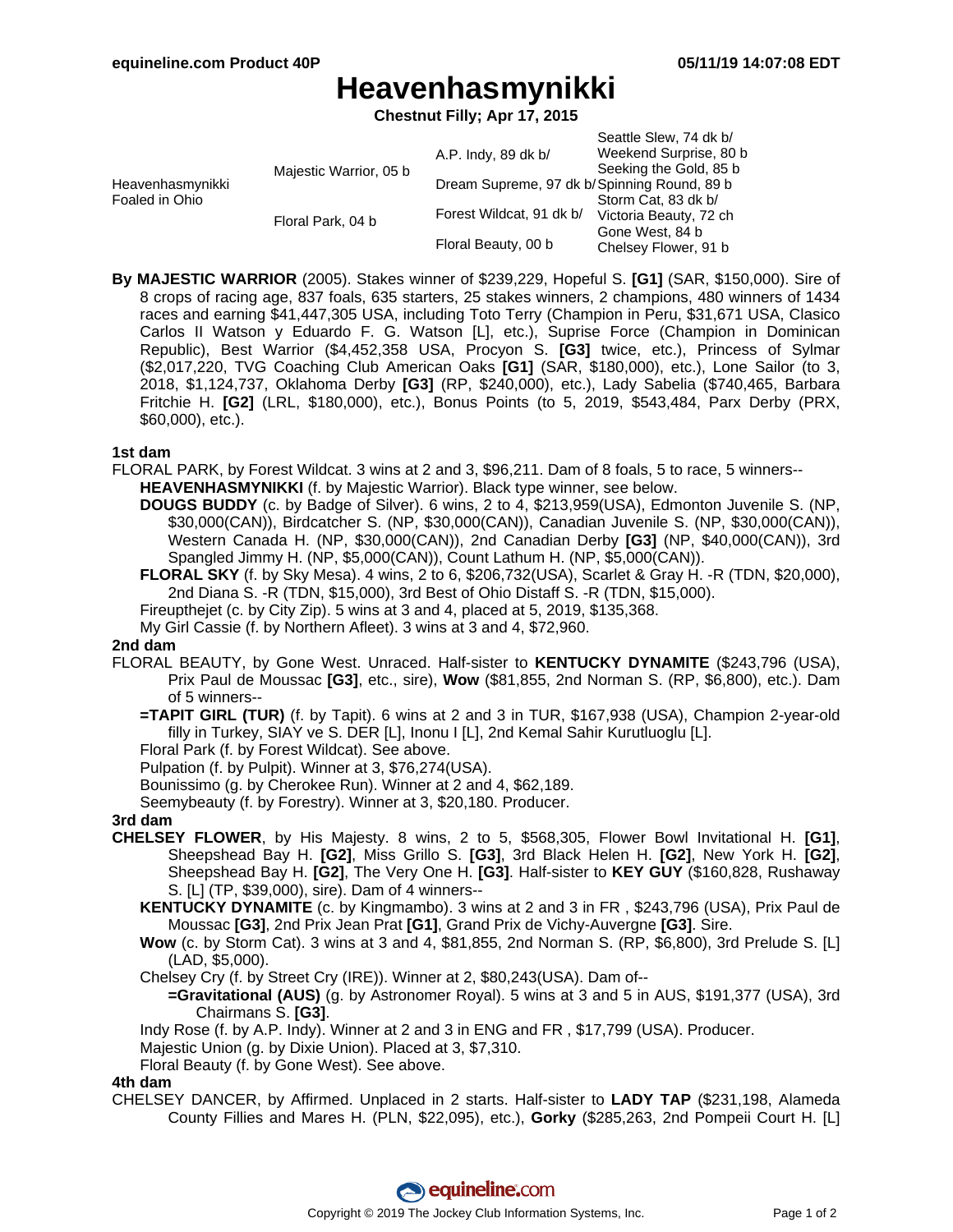equineline.com Product 40P — 05/11/19 14:07:08 EDT

# Heavenhasmynikki

**Chestnut Filly; Apr 17, 2015**

| | | | |
|---|---|---|---|
| Heavenhasmynikki Foaled in Ohio | Majestic Warrior, 05 b | A.P. Indy, 89 dk b/ | Seattle Slew, 74 dk b/ |
| | | | Weekend Surprise, 80 b |
| | | Dream Supreme, 97 dk b/ | Seeking the Gold, 85 b |
| | | | Spinning Round, 89 b |
| | Floral Park, 04 b | Forest Wildcat, 91 dk b/ | Storm Cat, 83 dk b/ |
| | | | Victoria Beauty, 72 ch |
| | | Floral Beauty, 00 b | Gone West, 84 b |
| | | | Chelsey Flower, 91 b |

**By MAJESTIC WARRIOR** (2005). Stakes winner of $239,229, Hopeful S. **[G1]** (SAR, $150,000). Sire of 8 crops of racing age, 837 foals, 635 starters, 25 stakes winners, 2 champions, 480 winners of 1434 races and earning $41,447,305 USA, including Toto Terry (Champion in Peru, $31,671 USA, Clasico Carlos II Watson y Eduardo F. G. Watson [L], etc.), Suprise Force (Champion in Dominican Republic), Best Warrior ($4,452,358 USA, Procyon S. **[G3]** twice, etc.), Princess of Sylmar ($2,017,220, TVG Coaching Club American Oaks **[G1]** (SAR, $180,000), etc.), Lone Sailor (to 3, 2018, $1,124,737, Oklahoma Derby **[G3]** (RP, $240,000), etc.), Lady Sabelia ($740,465, Barbara Fritchie H. **[G2]** (LRL, $180,000), etc.), Bonus Points (to 5, 2019, $543,484, Parx Derby (PRX, $60,000), etc.).

### 1st dam

FLORAL PARK, by Forest Wildcat. 3 wins at 2 and 3, $96,211. Dam of 8 foals, 5 to race, 5 winners--

- **HEAVENHASMYNIKKI** (f. by Majestic Warrior). Black type winner, see below.
- **DOUGS BUDDY** (c. by Badge of Silver). 6 wins, 2 to 4, $213,959(USA), Edmonton Juvenile S. (NP, $30,000(CAN)), Birdcatcher S. (NP, $30,000(CAN)), Canadian Juvenile S. (NP, $30,000(CAN)), Western Canada H. (NP, $30,000(CAN)), 2nd Canadian Derby **[G3]** (NP, $40,000(CAN)), 3rd Spangled Jimmy H. (NP, $5,000(CAN)), Count Lathum H. (NP, $5,000(CAN)).
- **FLORAL SKY** (f. by Sky Mesa). 4 wins, 2 to 6, $206,732(USA), Scarlet & Gray H. -R (TDN, $20,000), 2nd Diana S. -R (TDN, $15,000), 3rd Best of Ohio Distaff S. -R (TDN, $15,000).
- Fireupthejet (c. by City Zip). 5 wins at 3 and 4, placed at 5, 2019, $135,368.
- My Girl Cassie (f. by Northern Afleet). 3 wins at 3 and 4, $72,960.

### 2nd dam

FLORAL BEAUTY, by Gone West. Unraced. Half-sister to **KENTUCKY DYNAMITE** ($243,796 (USA), Prix Paul de Moussac **[G3]**, etc., sire), **Wow** ($81,855, 2nd Norman S. (RP, $6,800), etc.). Dam of 5 winners--

- **=TAPIT GIRL (TUR)** (f. by Tapit). 6 wins at 2 and 3 in TUR, $167,938 (USA), Champion 2-year-old filly in Turkey, SIAY ve S. DER [L], Inonu I [L], 2nd Kemal Sahir Kurutluoglu [L].
- Floral Park (f. by Forest Wildcat). See above.
- Pulpation (f. by Pulpit). Winner at 3, $76,274(USA).
- Bounissimo (g. by Cherokee Run). Winner at 2 and 4, $62,189.
- Seemybeauty (f. by Forestry). Winner at 3, $20,180. Producer.

### 3rd dam

**CHELSEY FLOWER**, by His Majesty. 8 wins, 2 to 5, $568,305, Flower Bowl Invitational H. **[G1]**, Sheepshead Bay H. **[G2]**, Miss Grillo S. **[G3]**, 3rd Black Helen H. **[G2]**, New York H. **[G2]**, Sheepshead Bay H. **[G2]**, The Very One H. **[G3]**. Half-sister to **KEY GUY** ($160,828, Rushaway S. [L] (TP, $39,000), sire). Dam of 4 winners--

- **KENTUCKY DYNAMITE** (c. by Kingmambo). 3 wins at 2 and 3 in FR , $243,796 (USA), Prix Paul de Moussac **[G3]**, 2nd Prix Jean Prat **[G1]**, Grand Prix de Vichy-Auvergne **[G3]**. Sire.
- **Wow** (c. by Storm Cat). 3 wins at 3 and 4, $81,855, 2nd Norman S. (RP, $6,800), 3rd Prelude S. [L] (LAD, $5,000).
- Chelsey Cry (f. by Street Cry (IRE)). Winner at 2, $80,243(USA). Dam of--
  - **=Gravitational (AUS)** (g. by Astronomer Royal). 5 wins at 3 and 5 in AUS, $191,377 (USA), 3rd Chairmans S. **[G3]**.
- Indy Rose (f. by A.P. Indy). Winner at 2 and 3 in ENG and FR , $17,799 (USA). Producer.
- Majestic Union (g. by Dixie Union). Placed at 3, $7,310.
- Floral Beauty (f. by Gone West). See above.

### 4th dam

CHELSEY DANCER, by Affirmed. Unplaced in 2 starts. Half-sister to **LADY TAP** ($231,198, Alameda County Fillies and Mares H. (PLN, $22,095), etc.), **Gorky** ($285,263, 2nd Pompeii Court H. [L]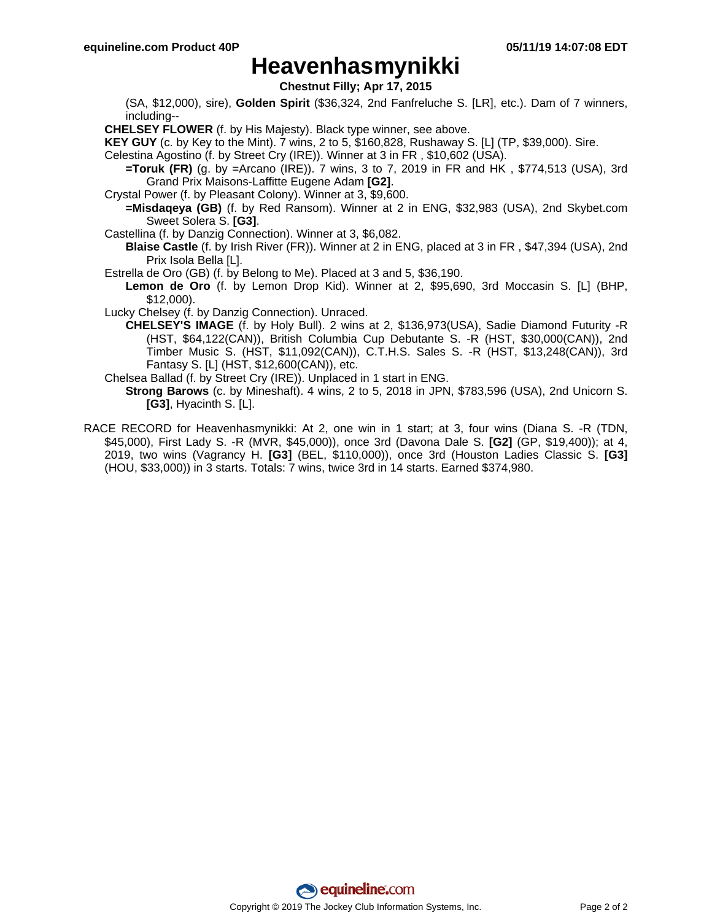# Heavenhasmynikki

**Chestnut Filly; Apr 17, 2015**

(SA, $12,000), sire), **Golden Spirit** ($36,324, 2nd Fanfreluche S. [LR], etc.). Dam of 7 winners, including--

**CHELSEY FLOWER** (f. by His Majesty). Black type winner, see above.

**KEY GUY** (c. by Key to the Mint). 7 wins, 2 to 5, $160,828, Rushaway S. [L] (TP, $39,000). Sire.

Celestina Agostino (f. by Street Cry (IRE)). Winner at 3 in FR , $10,602 (USA).

**=Toruk (FR)** (g. by =Arcano (IRE)). 7 wins, 3 to 7, 2019 in FR and HK , $774,513 (USA), 3rd Grand Prix Maisons-Laffitte Eugene Adam **[G2]**.

Crystal Power (f. by Pleasant Colony). Winner at 3, $9,600.

**=Misdaqeya (GB)** (f. by Red Ransom). Winner at 2 in ENG, $32,983 (USA), 2nd Skybet.com Sweet Solera S. **[G3]**.

Castellina (f. by Danzig Connection). Winner at 3, $6,082.

**Blaise Castle** (f. by Irish River (FR)). Winner at 2 in ENG, placed at 3 in FR , $47,394 (USA), 2nd Prix Isola Bella [L].

Estrella de Oro (GB) (f. by Belong to Me). Placed at 3 and 5, $36,190.

**Lemon de Oro** (f. by Lemon Drop Kid). Winner at 2, $95,690, 3rd Moccasin S. [L] (BHP, $12,000).

Lucky Chelsey (f. by Danzig Connection). Unraced.

**CHELSEY'S IMAGE** (f. by Holy Bull). 2 wins at 2, $136,973(USA), Sadie Diamond Futurity -R (HST, $64,122(CAN)), British Columbia Cup Debutante S. -R (HST, $30,000(CAN)), 2nd Timber Music S. (HST, $11,092(CAN)), C.T.H.S. Sales S. -R (HST, $13,248(CAN)), 3rd Fantasy S. [L] (HST, $12,600(CAN)), etc.

Chelsea Ballad (f. by Street Cry (IRE)). Unplaced in 1 start in ENG.

**Strong Barows** (c. by Mineshaft). 4 wins, 2 to 5, 2018 in JPN, $783,596 (USA), 2nd Unicorn S. **[G3]**, Hyacinth S. [L].

RACE RECORD for Heavenhasmynikki: At 2, one win in 1 start; at 3, four wins (Diana S. -R (TDN, $45,000), First Lady S. -R (MVR, $45,000)), once 3rd (Davona Dale S. **[G2]** (GP, $19,400)); at 4, 2019, two wins (Vagrancy H. **[G3]** (BEL, $110,000)), once 3rd (Houston Ladies Classic S. **[G3]** (HOU, $33,000)) in 3 starts. Totals: 7 wins, twice 3rd in 14 starts. Earned $374,980.